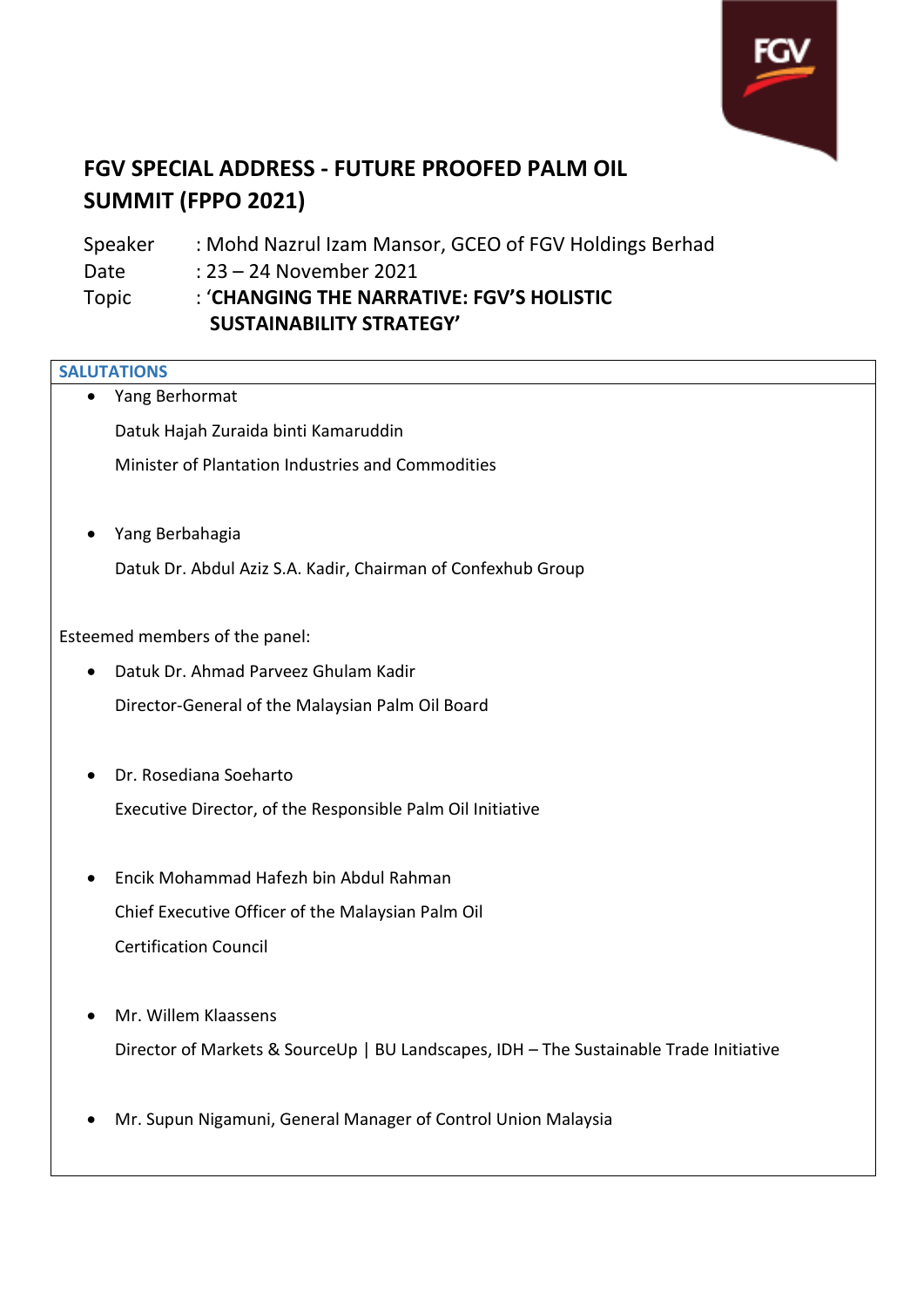# FGV SPECIAL ADDRESS - FUTURE PROOFED PALM OIL SUMMIT (FPPO 2021)

Speaker : Mohd Nazrul Izam Mansor, GCEO of FGV Holdings Berhad
Date : 23 – 24 November 2021
Topic : '**CHANGING THE NARRATIVE: FGV'S HOLISTIC SUSTAINABILITY STRATEGY'**

**SALUTATIONS**

- Yang Berhormat

  Datuk Hajah Zuraida binti Kamaruddin

  Minister of Plantation Industries and Commodities

- Yang Berbahagia

  Datuk Dr. Abdul Aziz S.A. Kadir, Chairman of Confexhub Group

Esteemed members of the panel:

- Datuk Dr. Ahmad Parveez Ghulam Kadir

  Director-General of the Malaysian Palm Oil Board

- Dr. Rosediana Soeharto

  Executive Director, of the Responsible Palm Oil Initiative

- Encik Mohammad Hafezh bin Abdul Rahman

  Chief Executive Officer of the Malaysian Palm Oil Certification Council

- Mr. Willem Klaassens

  Director of Markets & SourceUp | BU Landscapes, IDH – The Sustainable Trade Initiative

- Mr. Supun Nigamuni, General Manager of Control Union Malaysia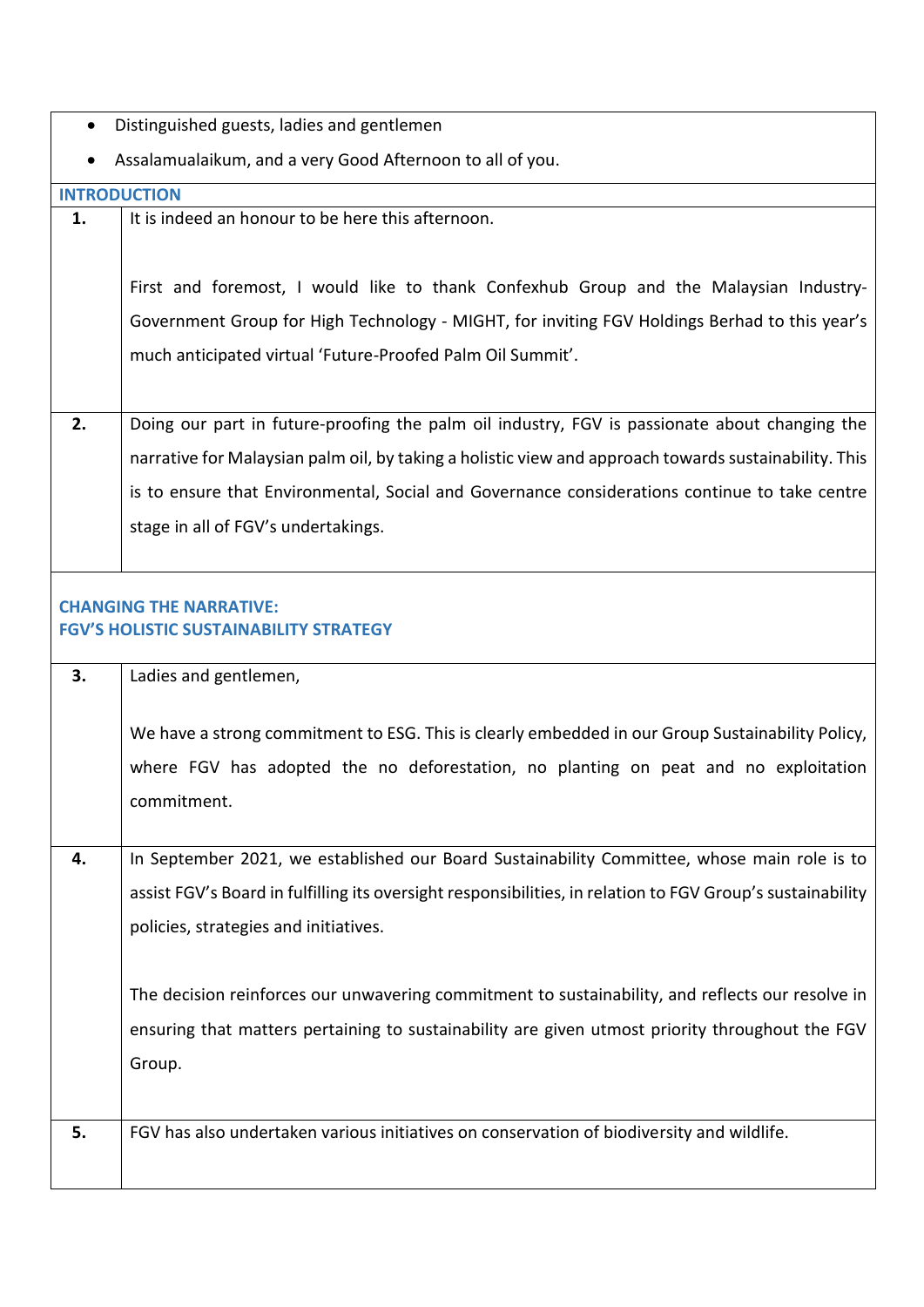- Distinguished guests, ladies and gentlemen
- Assalamualaikum, and a very Good Afternoon to all of you.

## INTRODUCTION

| | |
|---|---|
| **1.** | It is indeed an honour to be here this afternoon.<br><br>First and foremost, I would like to thank Confexhub Group and the Malaysian Industry-Government Group for High Technology - MIGHT, for inviting FGV Holdings Berhad to this year's much anticipated virtual 'Future-Proofed Palm Oil Summit'. |
| **2.** | Doing our part in future-proofing the palm oil industry, FGV is passionate about changing the narrative for Malaysian palm oil, by taking a holistic view and approach towards sustainability. This is to ensure that Environmental, Social and Governance considerations continue to take centre stage in all of FGV's undertakings. |

## CHANGING THE NARRATIVE: FGV'S HOLISTIC SUSTAINABILITY STRATEGY

| | |
|---|---|
| **3.** | Ladies and gentlemen,<br><br>We have a strong commitment to ESG. This is clearly embedded in our Group Sustainability Policy, where FGV has adopted the no deforestation, no planting on peat and no exploitation commitment. |
| **4.** | In September 2021, we established our Board Sustainability Committee, whose main role is to assist FGV's Board in fulfilling its oversight responsibilities, in relation to FGV Group's sustainability policies, strategies and initiatives.<br><br>The decision reinforces our unwavering commitment to sustainability, and reflects our resolve in ensuring that matters pertaining to sustainability are given utmost priority throughout the FGV Group. |
| **5.** | FGV has also undertaken various initiatives on conservation of biodiversity and wildlife. |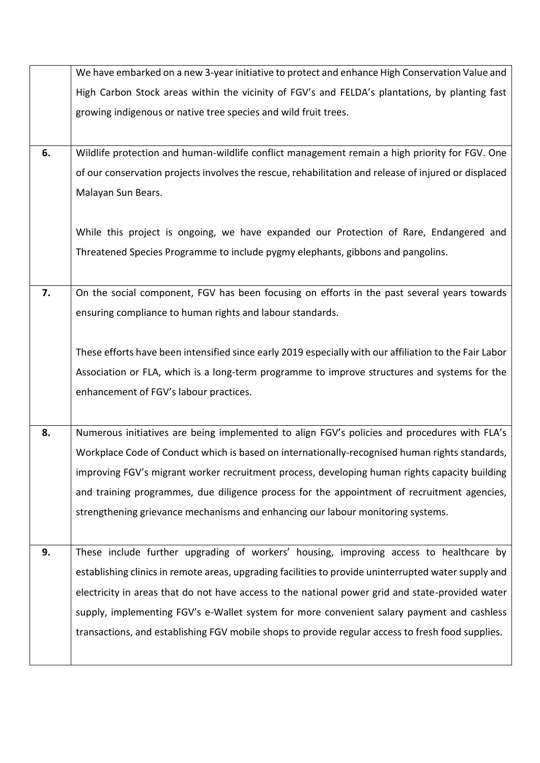|  |  |
|---|---|
|  | We have embarked on a new 3-year initiative to protect and enhance High Conservation Value and High Carbon Stock areas within the vicinity of FGV's and FELDA's plantations, by planting fast growing indigenous or native tree species and wild fruit trees. |
| **6.** | Wildlife protection and human-wildlife conflict management remain a high priority for FGV. One of our conservation projects involves the rescue, rehabilitation and release of injured or displaced Malayan Sun Bears.<br><br>While this project is ongoing, we have expanded our Protection of Rare, Endangered and Threatened Species Programme to include pygmy elephants, gibbons and pangolins. |
| **7.** | On the social component, FGV has been focusing on efforts in the past several years towards ensuring compliance to human rights and labour standards.<br><br>These efforts have been intensified since early 2019 especially with our affiliation to the Fair Labor Association or FLA, which is a long-term programme to improve structures and systems for the enhancement of FGV's labour practices. |
| **8.** | Numerous initiatives are being implemented to align FGV's policies and procedures with FLA's Workplace Code of Conduct which is based on internationally-recognised human rights standards, improving FGV's migrant worker recruitment process, developing human rights capacity building and training programmes, due diligence process for the appointment of recruitment agencies, strengthening grievance mechanisms and enhancing our labour monitoring systems. |
| **9.** | These include further upgrading of workers' housing, improving access to healthcare by establishing clinics in remote areas, upgrading facilities to provide uninterrupted water supply and electricity in areas that do not have access to the national power grid and state-provided water supply, implementing FGV's e-Wallet system for more convenient salary payment and cashless transactions, and establishing FGV mobile shops to provide regular access to fresh food supplies. |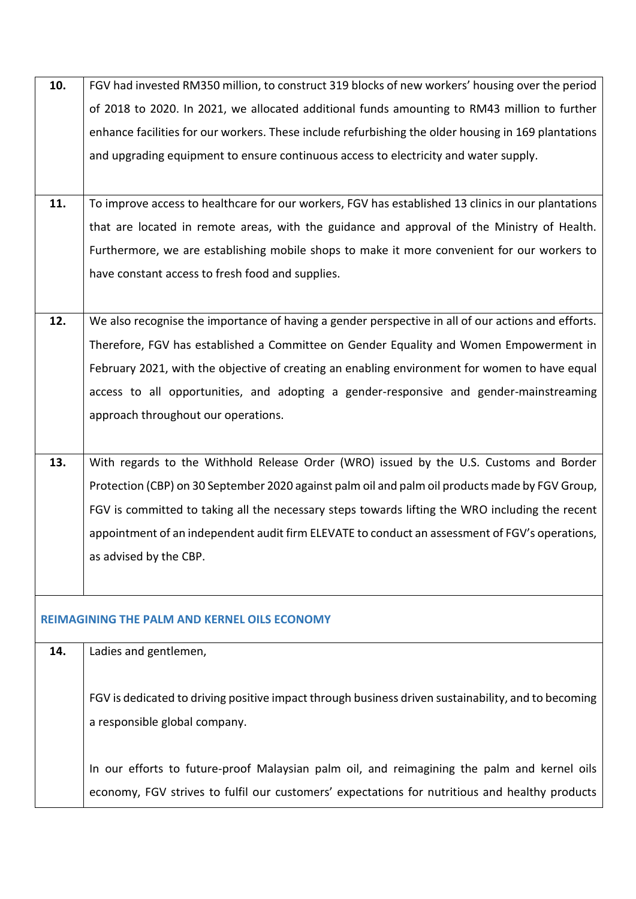| | |
|---|---|
| **10.** | FGV had invested RM350 million, to construct 319 blocks of new workers' housing over the period of 2018 to 2020. In 2021, we allocated additional funds amounting to RM43 million to further enhance facilities for our workers. These include refurbishing the older housing in 169 plantations and upgrading equipment to ensure continuous access to electricity and water supply. |
| **11.** | To improve access to healthcare for our workers, FGV has established 13 clinics in our plantations that are located in remote areas, with the guidance and approval of the Ministry of Health. Furthermore, we are establishing mobile shops to make it more convenient for our workers to have constant access to fresh food and supplies. |
| **12.** | We also recognise the importance of having a gender perspective in all of our actions and efforts. Therefore, FGV has established a Committee on Gender Equality and Women Empowerment in February 2021, with the objective of creating an enabling environment for women to have equal access to all opportunities, and adopting a gender-responsive and gender-mainstreaming approach throughout our operations. |
| **13.** | With regards to the Withhold Release Order (WRO) issued by the U.S. Customs and Border Protection (CBP) on 30 September 2020 against palm oil and palm oil products made by FGV Group, FGV is committed to taking all the necessary steps towards lifting the WRO including the recent appointment of an independent audit firm ELEVATE to conduct an assessment of FGV's operations, as advised by the CBP. |
| **REIMAGINING THE PALM AND KERNEL OILS ECONOMY** | |
| **14.** | Ladies and gentlemen,<br><br>FGV is dedicated to driving positive impact through business driven sustainability, and to becoming a responsible global company.<br><br>In our efforts to future-proof Malaysian palm oil, and reimagining the palm and kernel oils economy, FGV strives to fulfil our customers' expectations for nutritious and healthy products |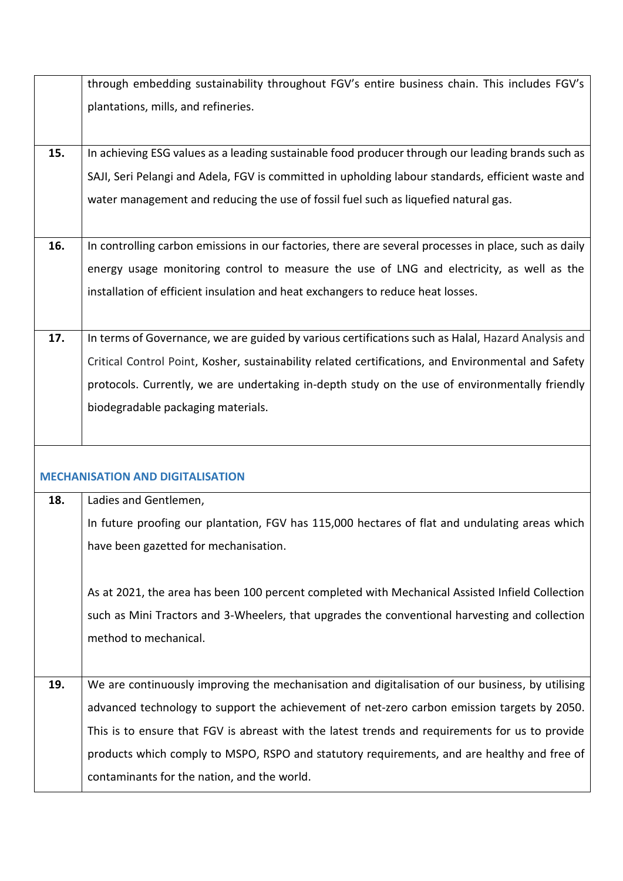| | |
|---|---|
| | through embedding sustainability throughout FGV's entire business chain. This includes FGV's plantations, mills, and refineries. |
| **15.** | In achieving ESG values as a leading sustainable food producer through our leading brands such as SAJI, Seri Pelangi and Adela, FGV is committed in upholding labour standards, efficient waste and water management and reducing the use of fossil fuel such as liquefied natural gas. |
| **16.** | In controlling carbon emissions in our factories, there are several processes in place, such as daily energy usage monitoring control to measure the use of LNG and electricity, as well as the installation of efficient insulation and heat exchangers to reduce heat losses. |
| **17.** | In terms of Governance, we are guided by various certifications such as Halal, Hazard Analysis and Critical Control Point, Kosher, sustainability related certifications, and Environmental and Safety protocols. Currently, we are undertaking in-depth study on the use of environmentally friendly biodegradable packaging materials. |

## MECHANISATION AND DIGITALISATION

| | |
|---|---|
| **18.** | Ladies and Gentlemen,<br>In future proofing our plantation, FGV has 115,000 hectares of flat and undulating areas which have been gazetted for mechanisation.<br><br>As at 2021, the area has been 100 percent completed with Mechanical Assisted Infield Collection such as Mini Tractors and 3-Wheelers, that upgrades the conventional harvesting and collection method to mechanical. |
| **19.** | We are continuously improving the mechanisation and digitalisation of our business, by utilising advanced technology to support the achievement of net-zero carbon emission targets by 2050. This is to ensure that FGV is abreast with the latest trends and requirements for us to provide products which comply to MSPO, RSPO and statutory requirements, and are healthy and free of contaminants for the nation, and the world. |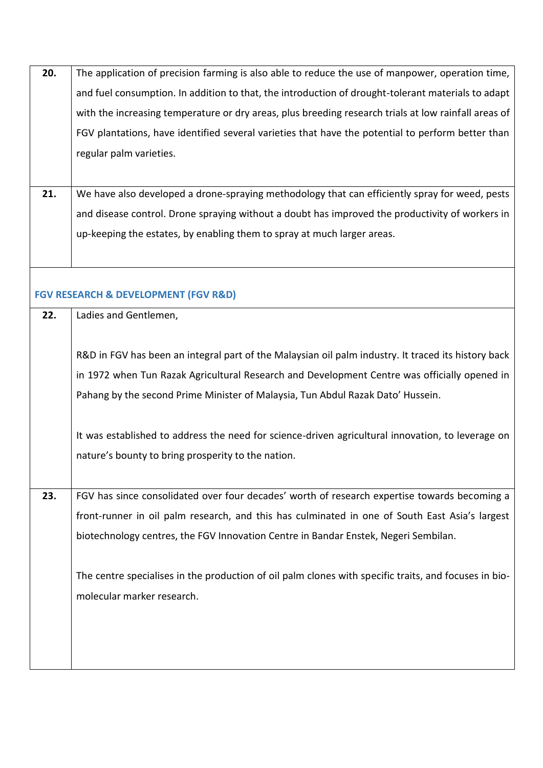| | |
|---|---|
| **20.** | The application of precision farming is also able to reduce the use of manpower, operation time, and fuel consumption. In addition to that, the introduction of drought-tolerant materials to adapt with the increasing temperature or dry areas, plus breeding research trials at low rainfall areas of FGV plantations, have identified several varieties that have the potential to perform better than regular palm varieties. |
| **21.** | We have also developed a drone-spraying methodology that can efficiently spray for weed, pests and disease control. Drone spraying without a doubt has improved the productivity of workers in up-keeping the estates, by enabling them to spray at much larger areas. |

**FGV RESEARCH & DEVELOPMENT (FGV R&D)**

| | |
|---|---|
| **22.** | Ladies and Gentlemen,<br><br>R&D in FGV has been an integral part of the Malaysian oil palm industry. It traced its history back in 1972 when Tun Razak Agricultural Research and Development Centre was officially opened in Pahang by the second Prime Minister of Malaysia, Tun Abdul Razak Dato' Hussein.<br><br>It was established to address the need for science-driven agricultural innovation, to leverage on nature's bounty to bring prosperity to the nation. |
| **23.** | FGV has since consolidated over four decades' worth of research expertise towards becoming a front-runner in oil palm research, and this has culminated in one of South East Asia's largest biotechnology centres, the FGV Innovation Centre in Bandar Enstek, Negeri Sembilan.<br><br>The centre specialises in the production of oil palm clones with specific traits, and focuses in bio-molecular marker research. |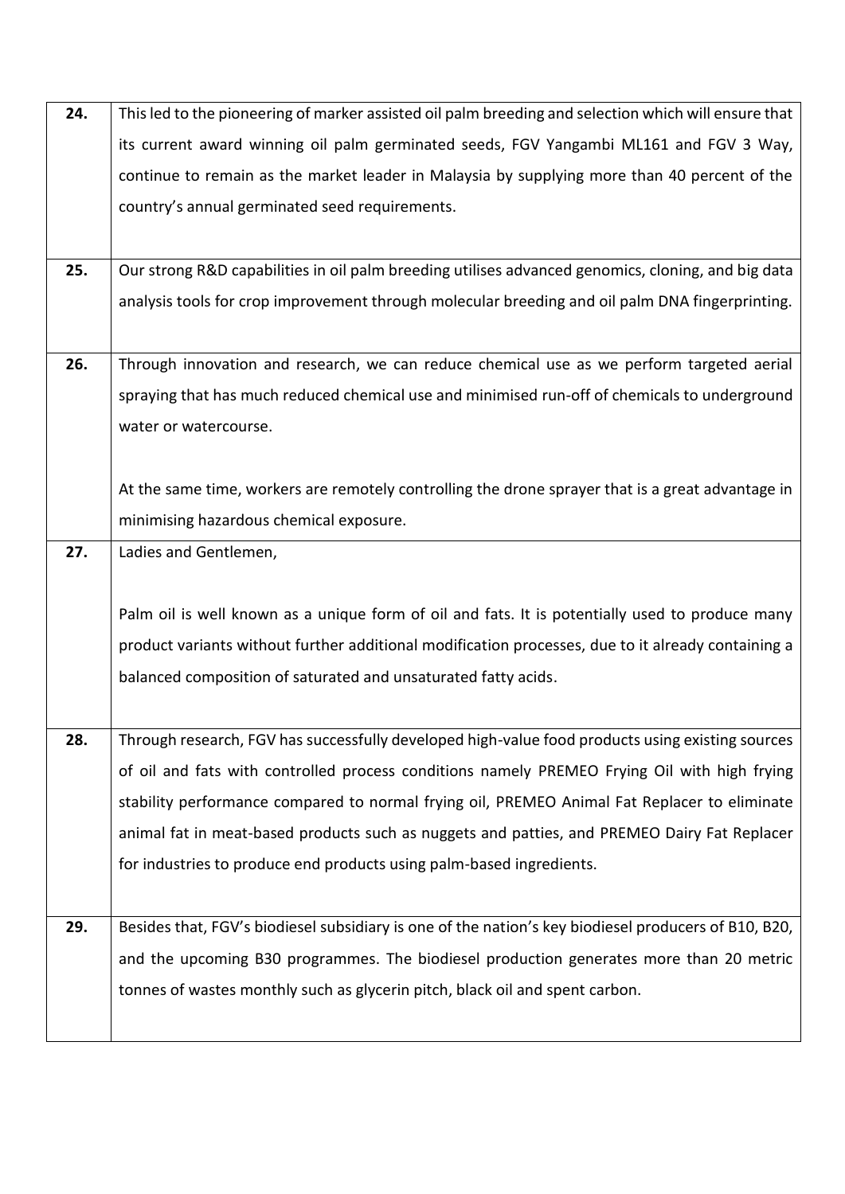| | |
|---|---|
| **24.** | This led to the pioneering of marker assisted oil palm breeding and selection which will ensure that its current award winning oil palm germinated seeds, FGV Yangambi ML161 and FGV 3 Way, continue to remain as the market leader in Malaysia by supplying more than 40 percent of the country's annual germinated seed requirements. |
| **25.** | Our strong R&D capabilities in oil palm breeding utilises advanced genomics, cloning, and big data analysis tools for crop improvement through molecular breeding and oil palm DNA fingerprinting. |
| **26.** | Through innovation and research, we can reduce chemical use as we perform targeted aerial spraying that has much reduced chemical use and minimised run-off of chemicals to underground water or watercourse.<br><br>At the same time, workers are remotely controlling the drone sprayer that is a great advantage in minimising hazardous chemical exposure. |
| **27.** | Ladies and Gentlemen,<br><br>Palm oil is well known as a unique form of oil and fats. It is potentially used to produce many product variants without further additional modification processes, due to it already containing a balanced composition of saturated and unsaturated fatty acids. |
| **28.** | Through research, FGV has successfully developed high-value food products using existing sources of oil and fats with controlled process conditions namely PREMEO Frying Oil with high frying stability performance compared to normal frying oil, PREMEO Animal Fat Replacer to eliminate animal fat in meat-based products such as nuggets and patties, and PREMEO Dairy Fat Replacer for industries to produce end products using palm-based ingredients. |
| **29.** | Besides that, FGV's biodiesel subsidiary is one of the nation's key biodiesel producers of B10, B20, and the upcoming B30 programmes. The biodiesel production generates more than 20 metric tonnes of wastes monthly such as glycerin pitch, black oil and spent carbon. |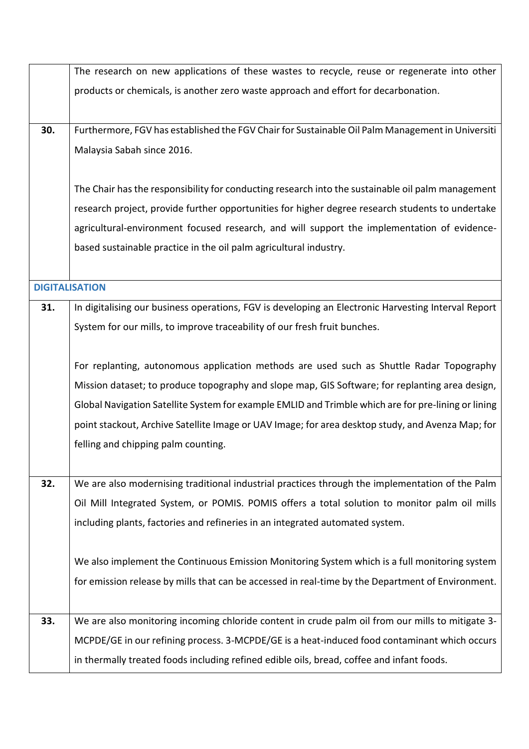| | |
|---|---|
| | The research on new applications of these wastes to recycle, reuse or regenerate into other products or chemicals, is another zero waste approach and effort for decarbonation. |
| **30.** | Furthermore, FGV has established the FGV Chair for Sustainable Oil Palm Management in Universiti Malaysia Sabah since 2016.<br><br>The Chair has the responsibility for conducting research into the sustainable oil palm management research project, provide further opportunities for higher degree research students to undertake agricultural-environment focused research, and will support the implementation of evidence-based sustainable practice in the oil palm agricultural industry. |
| **DIGITALISATION** | |
| **31.** | In digitalising our business operations, FGV is developing an Electronic Harvesting Interval Report System for our mills, to improve traceability of our fresh fruit bunches.<br><br>For replanting, autonomous application methods are used such as Shuttle Radar Topography Mission dataset; to produce topography and slope map, GIS Software; for replanting area design, Global Navigation Satellite System for example EMLID and Trimble which are for pre-lining or lining point stackout, Archive Satellite Image or UAV Image; for area desktop study, and Avenza Map; for felling and chipping palm counting. |
| **32.** | We are also modernising traditional industrial practices through the implementation of the Palm Oil Mill Integrated System, or POMIS. POMIS offers a total solution to monitor palm oil mills including plants, factories and refineries in an integrated automated system.<br><br>We also implement the Continuous Emission Monitoring System which is a full monitoring system for emission release by mills that can be accessed in real-time by the Department of Environment. |
| **33.** | We are also monitoring incoming chloride content in crude palm oil from our mills to mitigate 3-MCPDE/GE in our refining process. 3-MCPDE/GE is a heat-induced food contaminant which occurs in thermally treated foods including refined edible oils, bread, coffee and infant foods. |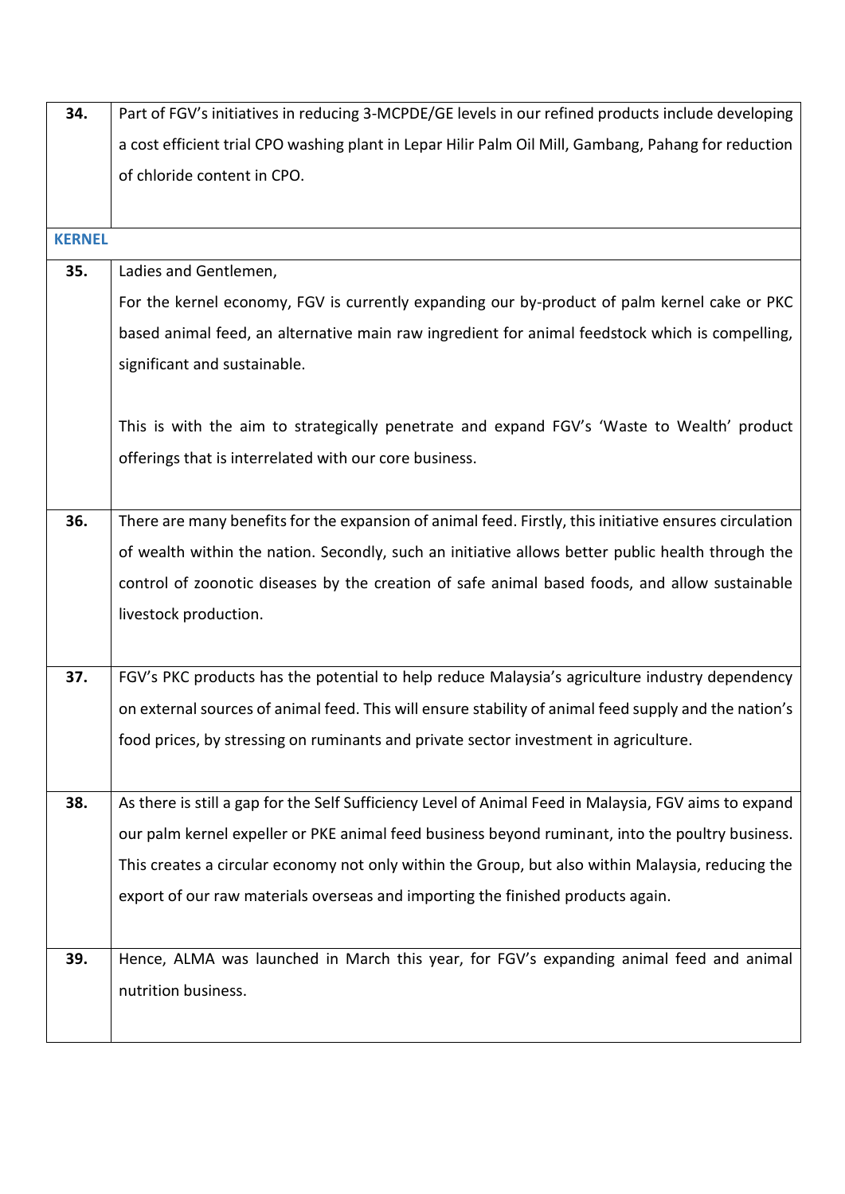| | |
|---|---|
| **34.** | Part of FGV's initiatives in reducing 3-MCPDE/GE levels in our refined products include developing a cost efficient trial CPO washing plant in Lepar Hilir Palm Oil Mill, Gambang, Pahang for reduction of chloride content in CPO. |
| **KERNEL** | |
| **35.** | Ladies and Gentlemen,<br>For the kernel economy, FGV is currently expanding our by-product of palm kernel cake or PKC based animal feed, an alternative main raw ingredient for animal feedstock which is compelling, significant and sustainable.<br><br>This is with the aim to strategically penetrate and expand FGV's 'Waste to Wealth' product offerings that is interrelated with our core business. |
| **36.** | There are many benefits for the expansion of animal feed. Firstly, this initiative ensures circulation of wealth within the nation. Secondly, such an initiative allows better public health through the control of zoonotic diseases by the creation of safe animal based foods, and allow sustainable livestock production. |
| **37.** | FGV's PKC products has the potential to help reduce Malaysia's agriculture industry dependency on external sources of animal feed. This will ensure stability of animal feed supply and the nation's food prices, by stressing on ruminants and private sector investment in agriculture. |
| **38.** | As there is still a gap for the Self Sufficiency Level of Animal Feed in Malaysia, FGV aims to expand our palm kernel expeller or PKE animal feed business beyond ruminant, into the poultry business. This creates a circular economy not only within the Group, but also within Malaysia, reducing the export of our raw materials overseas and importing the finished products again. |
| **39.** | Hence, ALMA was launched in March this year, for FGV's expanding animal feed and animal nutrition business. |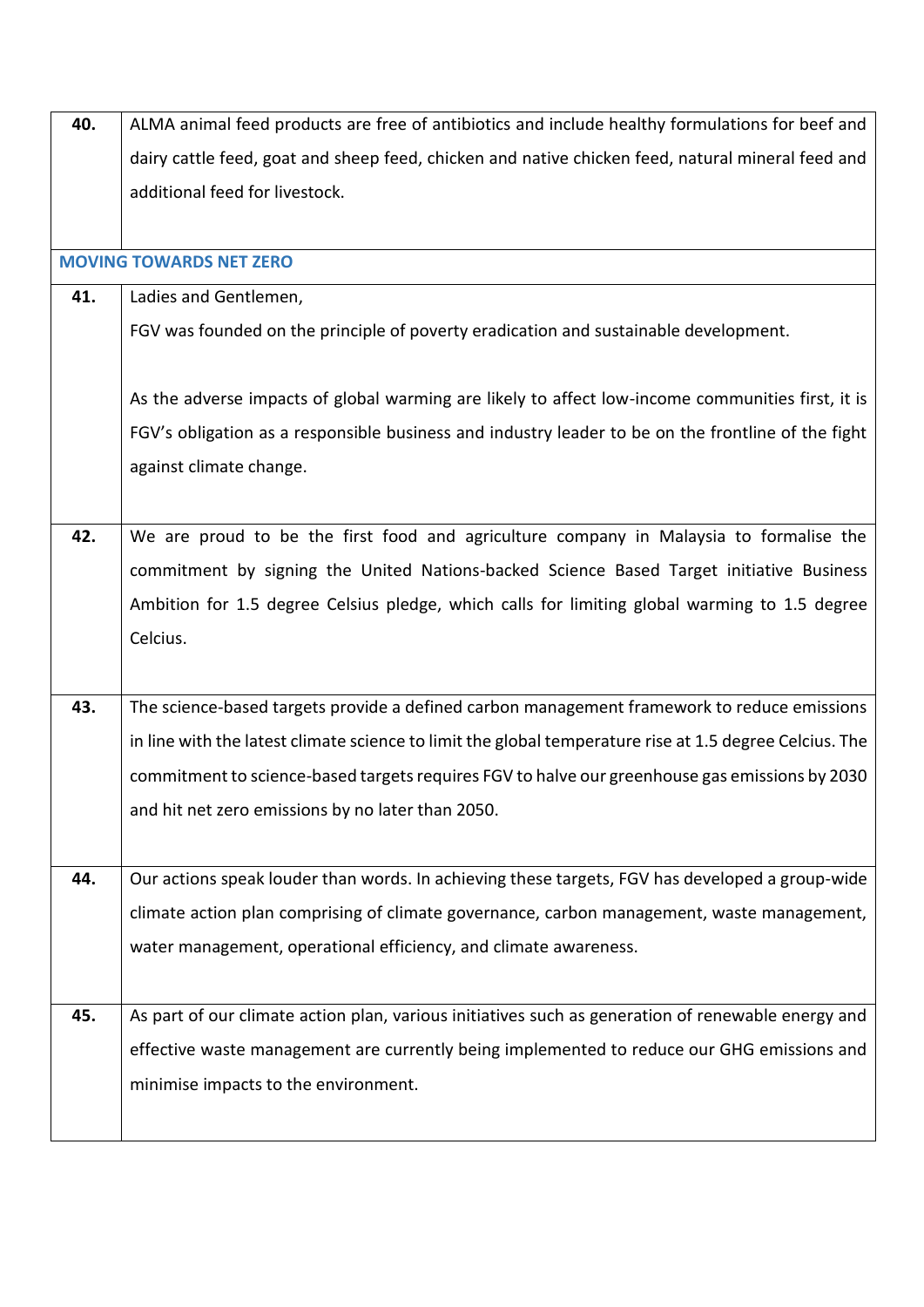| | |
|---|---|
| **40.** | ALMA animal feed products are free of antibiotics and include healthy formulations for beef and dairy cattle feed, goat and sheep feed, chicken and native chicken feed, natural mineral feed and additional feed for livestock. |
| **MOVING TOWARDS NET ZERO** | |
| **41.** | Ladies and Gentlemen,<br>FGV was founded on the principle of poverty eradication and sustainable development.<br><br>As the adverse impacts of global warming are likely to affect low-income communities first, it is FGV's obligation as a responsible business and industry leader to be on the frontline of the fight against climate change. |
| **42.** | We are proud to be the first food and agriculture company in Malaysia to formalise the commitment by signing the United Nations-backed Science Based Target initiative Business Ambition for 1.5 degree Celsius pledge, which calls for limiting global warming to 1.5 degree Celcius. |
| **43.** | The science-based targets provide a defined carbon management framework to reduce emissions in line with the latest climate science to limit the global temperature rise at 1.5 degree Celcius. The commitment to science-based targets requires FGV to halve our greenhouse gas emissions by 2030 and hit net zero emissions by no later than 2050. |
| **44.** | Our actions speak louder than words. In achieving these targets, FGV has developed a group-wide climate action plan comprising of climate governance, carbon management, waste management, water management, operational efficiency, and climate awareness. |
| **45.** | As part of our climate action plan, various initiatives such as generation of renewable energy and effective waste management are currently being implemented to reduce our GHG emissions and minimise impacts to the environment. |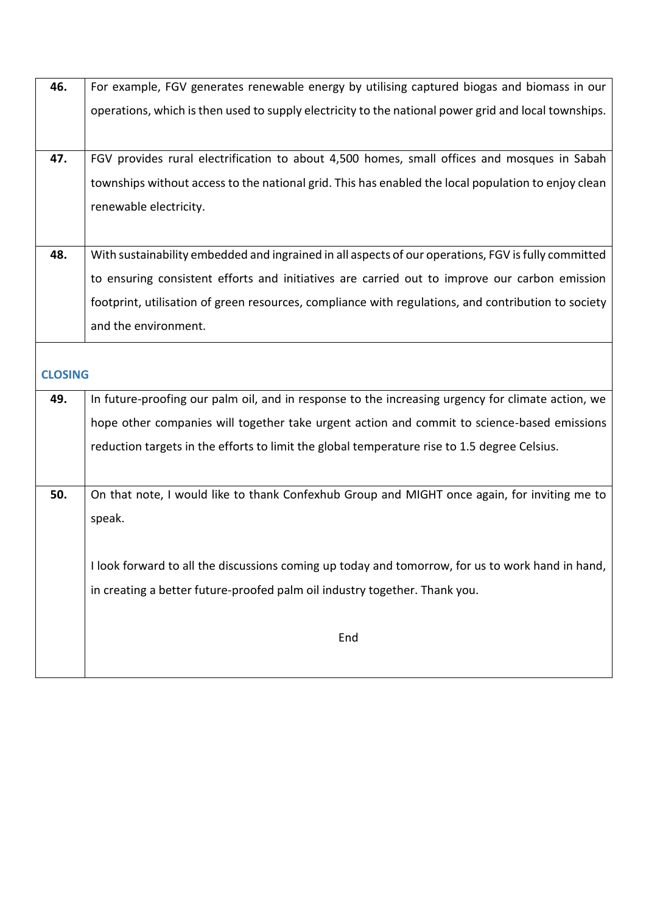| | |
|---|---|
| **46.** | For example, FGV generates renewable energy by utilising captured biogas and biomass in our operations, which is then used to supply electricity to the national power grid and local townships. |
| **47.** | FGV provides rural electrification to about 4,500 homes, small offices and mosques in Sabah townships without access to the national grid. This has enabled the local population to enjoy clean renewable electricity. |
| **48.** | With sustainability embedded and ingrained in all aspects of our operations, FGV is fully committed to ensuring consistent efforts and initiatives are carried out to improve our carbon emission footprint, utilisation of green resources, compliance with regulations, and contribution to society and the environment. |

## CLOSING

| | |
|---|---|
| **49.** | In future-proofing our palm oil, and in response to the increasing urgency for climate action, we hope other companies will together take urgent action and commit to science-based emissions reduction targets in the efforts to limit the global temperature rise to 1.5 degree Celsius. |
| **50.** | On that note, I would like to thank Confexhub Group and MIGHT once again, for inviting me to speak. <br><br> I look forward to all the discussions coming up today and tomorrow, for us to work hand in hand, in creating a better future-proofed palm oil industry together. Thank you. <br><br> End |